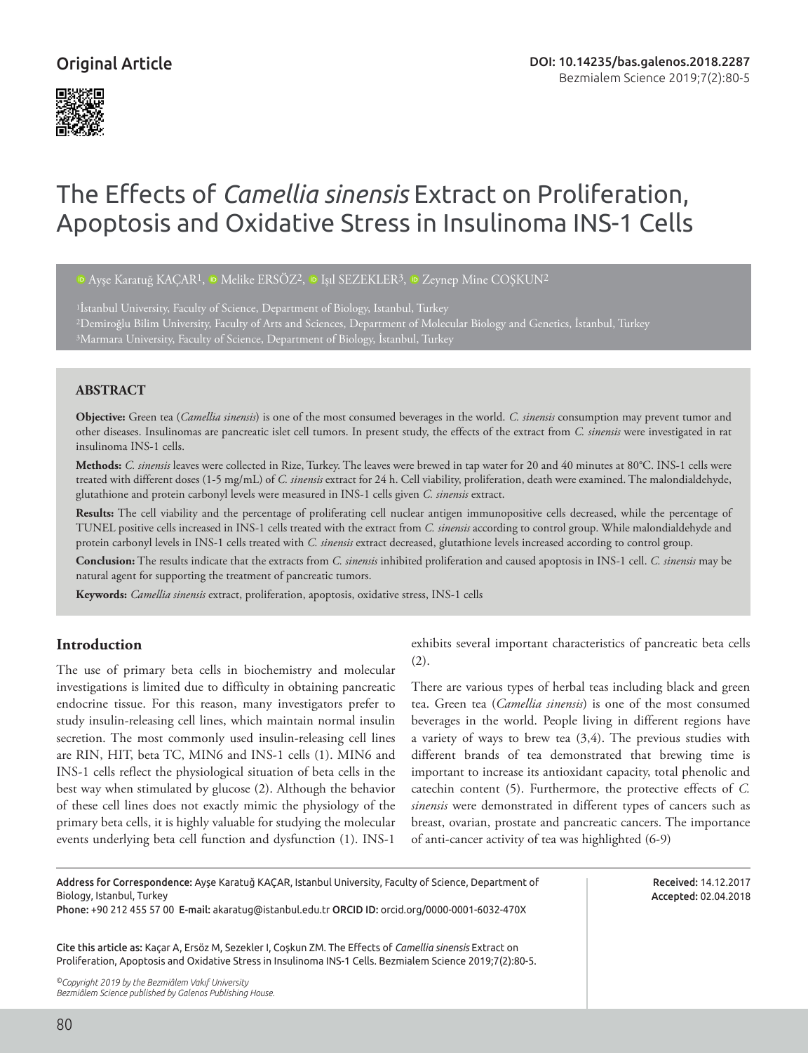Original Article

DOI: 10.14235/bas.galenos.2018.2287

# The Effects of *Camellia sinensis* Extract on Proliferation, Apoptosis and Oxidative Stress in Insulinoma INS-1 Cells

Ayşe Karatuğ KAÇAR[1], Melike ERSÖZ[2], Işıl SEZEKLER[3], Zeynep Mine COŞKUN[2]

[1]İstanbul University, Faculty of Science, Department of Biology, Istanbul, Turkey
[2]Demiroğlu Bilim University, Faculty of Arts and Sciences, Department of Molecular Biology and Genetics, İstanbul, Turkey
[3]Marmara University, Faculty of Science, Department of Biology, İstanbul, Turkey

## ABSTRACT

**Objective:** Green tea (*Camellia sinensis*) is one of the most consumed beverages in the world. *C. sinensis* consumption may prevent tumor and other diseases. Insulinomas are pancreatic islet cell tumors. In present study, the effects of the extract from *C. sinensis* were investigated in rat insulinoma INS-1 cells.

**Methods:** *C. sinensis* leaves were collected in Rize, Turkey. The leaves were brewed in tap water for 20 and 40 minutes at 80°C. INS-1 cells were treated with different doses (1-5 mg/mL) of *C. sinensis* extract for 24 h. Cell viability, proliferation, death were examined. The malondialdehyde, glutathione and protein carbonyl levels were measured in INS-1 cells given *C. sinensis* extract.

**Results:** The cell viability and the percentage of proliferating cell nuclear antigen immunopositive cells decreased, while the percentage of TUNEL positive cells increased in INS-1 cells treated with the extract from *C. sinensis* according to control group. While malondialdehyde and protein carbonyl levels in INS-1 cells treated with *C. sinensis* extract decreased, glutathione levels increased according to control group.

**Conclusion:** The results indicate that the extracts from *C. sinensis* inhibited proliferation and caused apoptosis in INS-1 cell. *C. sinensis* may be natural agent for supporting the treatment of pancreatic tumors.

**Keywords:** *Camellia sinensis* extract, proliferation, apoptosis, oxidative stress, INS-1 cells

## Introduction

The use of primary beta cells in biochemistry and molecular investigations is limited due to difficulty in obtaining pancreatic endocrine tissue. For this reason, many investigators prefer to study insulin-releasing cell lines, which maintain normal insulin secretion. The most commonly used insulin-releasing cell lines are RIN, HIT, beta TC, MIN6 and INS-1 cells (1). MIN6 and INS-1 cells reflect the physiological situation of beta cells in the best way when stimulated by glucose (2). Although the behavior of these cell lines does not exactly mimic the physiology of the primary beta cells, it is highly valuable for studying the molecular events underlying beta cell function and dysfunction (1). INS-1 exhibits several important characteristics of pancreatic beta cells (2).

There are various types of herbal teas including black and green tea. Green tea (*Camellia sinensis*) is one of the most consumed beverages in the world. People living in different regions have a variety of ways to brew tea (3,4). The previous studies with different brands of tea demonstrated that brewing time is important to increase its antioxidant capacity, total phenolic and catechin content (5). Furthermore, the protective effects of *C. sinensis* were demonstrated in different types of cancers such as breast, ovarian, prostate and pancreatic cancers. The importance of anti-cancer activity of tea was highlighted (6-9)

Address for Correspondence: Ayşe Karatuğ KAÇAR, Istanbul University, Faculty of Science, Department of Biology, Istanbul, Turkey
Phone: +90 212 455 57 00 E-mail: akaratug@istanbul.edu.tr ORCID ID: orcid.org/0000-0001-6032-470X

Received: 14.12.2017
Accepted: 02.04.2018

Cite this article as: Kaçar A, Ersöz M, Sezekler I, Coşkun ZM. The Effects of *Camellia sinensis* Extract on Proliferation, Apoptosis and Oxidative Stress in Insulinoma INS-1 Cells. Bezmialem Science 2019;7(2):80-5.

©Copyright 2019 by the Bezmiâlem Vakıf University
Bezmiâlem Science published by Galenos Publishing House.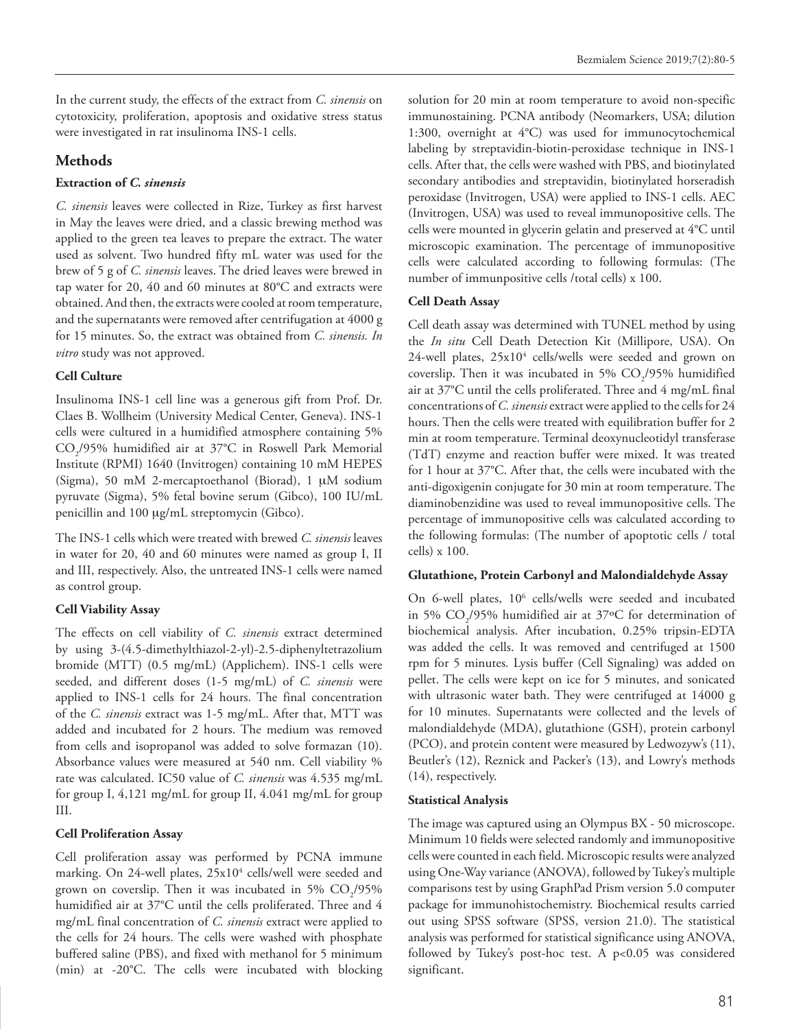In the current study, the effects of the extract from *C. sinensis* on cytotoxicity, proliferation, apoptosis and oxidative stress status were investigated in rat insulinoma INS-1 cells.

## Methods

### Extraction of *C. sinensis*

*C. sinensis* leaves were collected in Rize, Turkey as first harvest in May the leaves were dried, and a classic brewing method was applied to the green tea leaves to prepare the extract. The water used as solvent. Two hundred fifty mL water was used for the brew of 5 g of *C. sinensis* leaves. The dried leaves were brewed in tap water for 20, 40 and 60 minutes at 80°C and extracts were obtained. And then, the extracts were cooled at room temperature, and the supernatants were removed after centrifugation at 4000 g for 15 minutes. So, the extract was obtained from *C. sinensis. In vitro* study was not approved.

### Cell Culture

Insulinoma INS-1 cell line was a generous gift from Prof. Dr. Claes B. Wollheim (University Medical Center, Geneva). INS-1 cells were cultured in a humidified atmosphere containing 5% $CO_2$/95% humidified air at 37°C in Roswell Park Memorial Institute (RPMI) 1640 (Invitrogen) containing 10 mM HEPES (Sigma), 50 mM 2-mercaptoethanol (Biorad), 1 μM sodium pyruvate (Sigma), 5% fetal bovine serum (Gibco), 100 IU/mL penicillin and 100 μg/mL streptomycin (Gibco).

The INS-1 cells which were treated with brewed *C. sinensis* leaves in water for 20, 40 and 60 minutes were named as group I, II and III, respectively. Also, the untreated INS-1 cells were named as control group.

### Cell Viability Assay

The effects on cell viability of *C. sinensis* extract determined by using 3-(4.5-dimethylthiazol-2-yl)-2.5-diphenyltetrazolium bromide (MTT) (0.5 mg/mL) (Applichem). INS-1 cells were seeded, and different doses (1-5 mg/mL) of *C. sinensis* were applied to INS-1 cells for 24 hours. The final concentration of the *C. sinensis* extract was 1-5 mg/mL. After that, MTT was added and incubated for 2 hours. The medium was removed from cells and isopropanol was added to solve formazan (10). Absorbance values were measured at 540 nm. Cell viability % rate was calculated. IC50 value of *C. sinensis* was 4.535 mg/mL for group I, 4,121 mg/mL for group II, 4.041 mg/mL for group III.

### Cell Proliferation Assay

Cell proliferation assay was performed by PCNA immune marking. On 24-well plates, $25 \times 10^4$ cells/well were seeded and grown on coverslip. Then it was incubated in 5% $CO_2$/95% humidified air at 37°C until the cells proliferated. Three and 4 mg/mL final concentration of *C. sinensis* extract were applied to the cells for 24 hours. The cells were washed with phosphate buffered saline (PBS), and fixed with methanol for 5 minimum (min) at -20°C. The cells were incubated with blocking solution for 20 min at room temperature to avoid non-specific immunostaining. PCNA antibody (Neomarkers, USA; dilution 1:300, overnight at 4°C) was used for immunocytochemical labeling by streptavidin-biotin-peroxidase technique in INS-1 cells. After that, the cells were washed with PBS, and biotinylated secondary antibodies and streptavidin, biotinylated horseradish peroxidase (Invitrogen, USA) were applied to INS-1 cells. AEC (Invitrogen, USA) was used to reveal immunopositive cells. The cells were mounted in glycerin gelatin and preserved at 4°C until microscopic examination. The percentage of immunopositive cells were calculated according to following formulas: (The number of immunpositive cells /total cells) x 100.

### Cell Death Assay

Cell death assay was determined with TUNEL method by using the *In situ* Cell Death Detection Kit (Millipore, USA). On 24-well plates, $25 \times 10^4$ cells/wells were seeded and grown on coverslip. Then it was incubated in 5% $CO_2$/95% humidified air at 37°C until the cells proliferated. Three and 4 mg/mL final concentrations of *C. sinensis* extract were applied to the cells for 24 hours. Then the cells were treated with equilibration buffer for 2 min at room temperature. Terminal deoxynucleotidyl transferase (TdT) enzyme and reaction buffer were mixed. It was treated for 1 hour at 37°C. After that, the cells were incubated with the anti-digoxigenin conjugate for 30 min at room temperature. The diaminobenzidine was used to reveal immunopositive cells. The percentage of immunopositive cells was calculated according to the following formulas: (The number of apoptotic cells / total cells) x 100.

### Glutathione, Protein Carbonyl and Malondialdehyde Assay

On 6-well plates, $10^6$ cells/wells were seeded and incubated in 5% $CO_2$/95% humidified air at 37ºC for determination of biochemical analysis. After incubation, 0.25% tripsin-EDTA was added the cells. It was removed and centrifuged at 1500 rpm for 5 minutes. Lysis buffer (Cell Signaling) was added on pellet. The cells were kept on ice for 5 minutes, and sonicated with ultrasonic water bath. They were centrifuged at 14000 g for 10 minutes. Supernatants were collected and the levels of malondialdehyde (MDA), glutathione (GSH), protein carbonyl (PCO), and protein content were measured by Ledwozyw's (11), Beutler's (12), Reznick and Packer's (13), and Lowry's methods (14), respectively.

### Statistical Analysis

The image was captured using an Olympus BX - 50 microscope. Minimum 10 fields were selected randomly and immunopositive cells were counted in each field. Microscopic results were analyzed using One-Way variance (ANOVA), followed by Tukey's multiple comparisons test by using GraphPad Prism version 5.0 computer package for immunohistochemistry. Biochemical results carried out using SPSS software (SPSS, version 21.0). The statistical analysis was performed for statistical significance using ANOVA, followed by Tukey's post-hoc test. A $p<0.05$ was considered significant.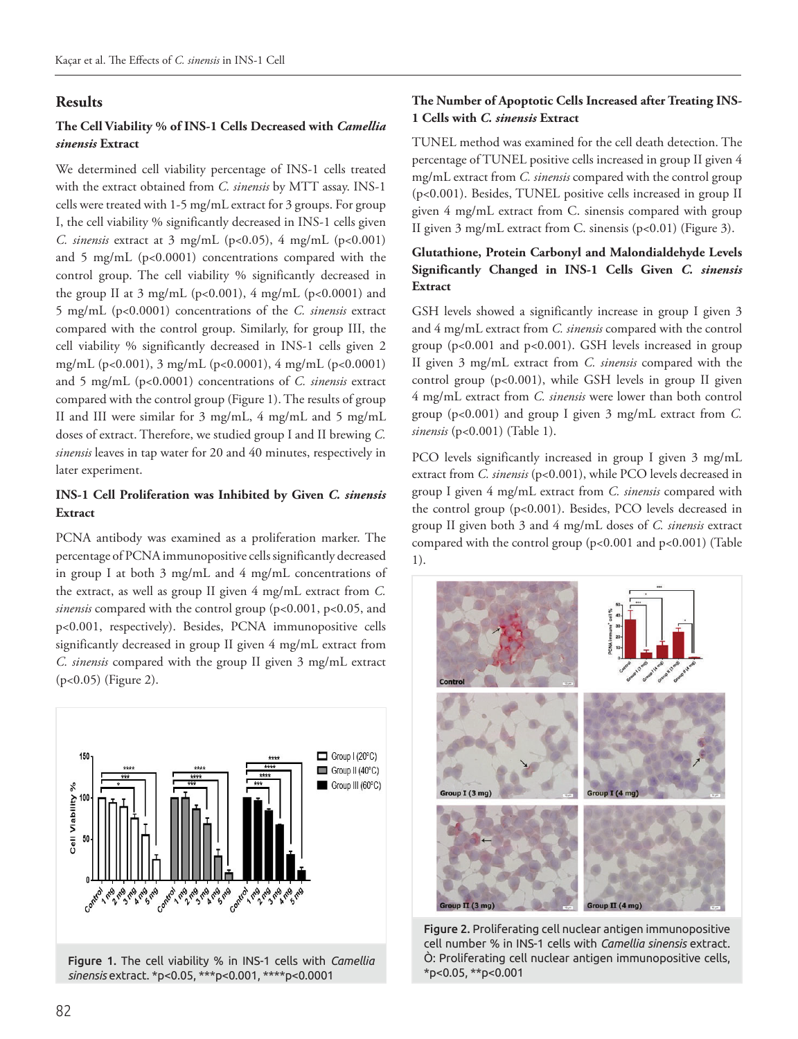## Results

### The Cell Viability % of INS-1 Cells Decreased with *Camellia sinensis* Extract

We determined cell viability percentage of INS-1 cells treated with the extract obtained from *C. sinensis* by MTT assay. INS-1 cells were treated with 1-5 mg/mL extract for 3 groups. For group I, the cell viability % significantly decreased in INS-1 cells given *C. sinensis* extract at 3 mg/mL ($p<0.05$), 4 mg/mL ($p<0.001$) and 5 mg/mL ($p<0.0001$) concentrations compared with the control group. The cell viability % significantly decreased in the group II at 3 mg/mL ($p<0.001$), 4 mg/mL ($p<0.0001$) and 5 mg/mL ($p<0.0001$) concentrations of the *C. sinensis* extract compared with the control group. Similarly, for group III, the cell viability % significantly decreased in INS-1 cells given 2 mg/mL ($p<0.001$), 3 mg/mL ($p<0.0001$), 4 mg/mL ($p<0.0001$) and 5 mg/mL ($p<0.0001$) concentrations of *C. sinensis* extract compared with the control group (Figure 1). The results of group II and III were similar for 3 mg/mL, 4 mg/mL and 5 mg/mL doses of extract. Therefore, we studied group I and II brewing *C. sinensis* leaves in tap water for 20 and 40 minutes, respectively in later experiment.

### INS-1 Cell Proliferation was Inhibited by Given *C. sinensis* Extract

PCNA antibody was examined as a proliferation marker. The percentage of PCNA immunopositive cells significantly decreased in group I at both 3 mg/mL and 4 mg/mL concentrations of the extract, as well as group II given 4 mg/mL extract from *C. sinensis* compared with the control group ($p<0.001$, $p<0.05$, and $p<0.001$, respectively). Besides, PCNA immunopositive cells significantly decreased in group II given 4 mg/mL extract from *C. sinensis* compared with the group II given 3 mg/mL extract ($p<0.05$) (Figure 2).

Figure 1. The cell viability % in INS-1 cells with *Camellia sinensis* extract. *p<0.05, ***p<0.001, ****p<0.0001

### The Number of Apoptotic Cells Increased after Treating INS-1 Cells with *C. sinensis* Extract

TUNEL method was examined for the cell death detection. The percentage of TUNEL positive cells increased in group II given 4 mg/mL extract from *C. sinensis* compared with the control group ($p<0.001$). Besides, TUNEL positive cells increased in group II given 4 mg/mL extract from C. sinensis compared with group II given 3 mg/mL extract from C. sinensis ($p<0.01$) (Figure 3).

### Glutathione, Protein Carbonyl and Malondialdehyde Levels Significantly Changed in INS-1 Cells Given *C. sinensis* Extract

GSH levels showed a significantly increase in group I given 3 and 4 mg/mL extract from *C. sinensis* compared with the control group ($p<0.001$ and $p<0.001$). GSH levels increased in group II given 3 mg/mL extract from *C. sinensis* compared with the control group ($p<0.001$), while GSH levels in group II given 4 mg/mL extract from *C. sinensis* were lower than both control group ($p<0.001$) and group I given 3 mg/mL extract from *C. sinensis* ($p<0.001$) (Table 1).

PCO levels significantly increased in group I given 3 mg/mL extract from *C. sinensis* ($p<0.001$), while PCO levels decreased in group I given 4 mg/mL extract from *C. sinensis* compared with the control group ($p<0.001$). Besides, PCO levels decreased in group II given both 3 and 4 mg/mL doses of *C. sinensis* extract compared with the control group ($p<0.001$ and $p<0.001$) (Table 1).

Figure 2. Proliferating cell nuclear antigen immunopositive cell number % in INS-1 cells with *Camellia sinensis* extract. Ò: Proliferating cell nuclear antigen immunopositive cells, *p<0.05, **p<0.001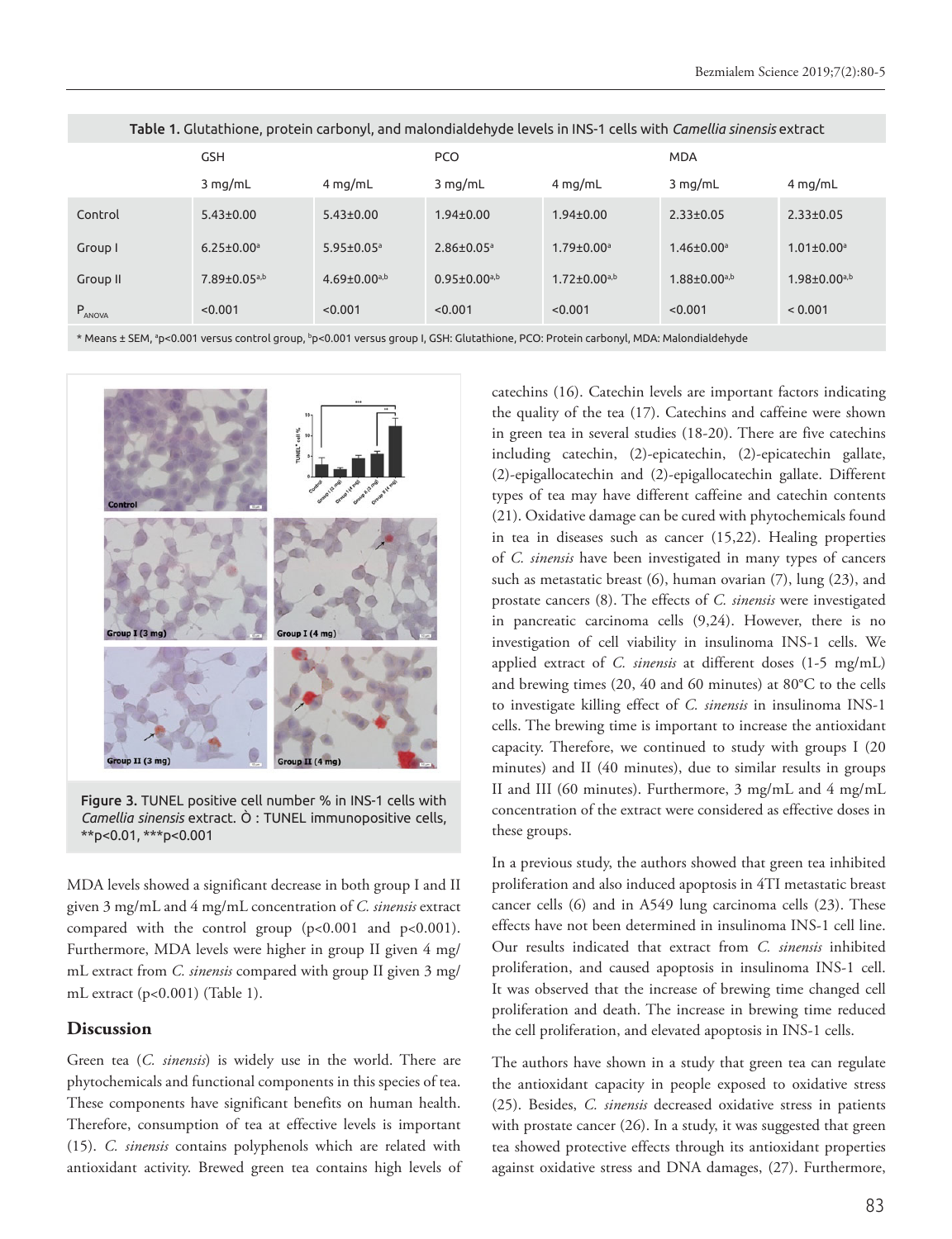**Table 1.** Glutathione, protein carbonyl, and malondialdehyde levels in INS-1 cells with *Camellia sinensis* extract

| | GSH | | PCO | | MDA | |
|---|---|---|---|---|---|---|
| | 3 mg/mL | 4 mg/mL | 3 mg/mL | 4 mg/mL | 3 mg/mL | 4 mg/mL |
| Control | 5.43±0.00 | 5.43±0.00 | 1.94±0.00 | 1.94±0.00 | 2.33±0.05 | 2.33±0.05 |
| Group I | 6.25±0.00[a] | 5.95±0.05[a] | 2.86±0.05[a] | 1.79±0.00[a] | 1.46±0.00[a] | 1.01±0.00[a] |
| Group II | 7.89±0.05[a,b] | 4.69±0.00[a,b] | 0.95±0.00[a,b] | 1.72±0.00[a,b] | 1.88±0.00[a,b] | 1.98±0.00[a,b] |
| $P_{ANOVA}$ | <0.001 | <0.001 | <0.001 | <0.001 | <0.001 | < 0.001 |

* Means ± SEM, [a]p<0.001 versus control group, [b]p<0.001 versus group I, GSH: Glutathione, PCO: Protein carbonyl, MDA: Malondialdehyde

Figure 3. TUNEL positive cell number % in INS-1 cells with *Camellia sinensis* extract. Ò : TUNEL immunopositive cells, **p<0.01, ***p<0.001

MDA levels showed a significant decrease in both group I and II given 3 mg/mL and 4 mg/mL concentration of *C. sinensis* extract compared with the control group (p<0.001 and p<0.001). Furthermore, MDA levels were higher in group II given 4 mg/mL extract from *C. sinensis* compared with group II given 3 mg/mL extract (p<0.001) (Table 1).

## Discussion

Green tea (*C. sinensis*) is widely use in the world. There are phytochemicals and functional components in this species of tea. These components have significant benefits on human health. Therefore, consumption of tea at effective levels is important (15). *C. sinensis* contains polyphenols which are related with antioxidant activity. Brewed green tea contains high levels of catechins (16). Catechin levels are important factors indicating the quality of the tea (17). Catechins and caffeine were shown in green tea in several studies (18-20). There are five catechins including catechin, (2)-epicatechin, (2)-epicatechin gallate, (2)-epigallocatechin and (2)-epigallocatechin gallate. Different types of tea may have different caffeine and catechin contents (21). Oxidative damage can be cured with phytochemicals found in tea in diseases such as cancer (15,22). Healing properties of *C. sinensis* have been investigated in many types of cancers such as metastatic breast (6), human ovarian (7), lung (23), and prostate cancers (8). The effects of *C. sinensis* were investigated in pancreatic carcinoma cells (9,24). However, there is no investigation of cell viability in insulinoma INS-1 cells. We applied extract of *C. sinensis* at different doses (1-5 mg/mL) and brewing times (20, 40 and 60 minutes) at 80°C to the cells to investigate killing effect of *C. sinensis* in insulinoma INS-1 cells. The brewing time is important to increase the antioxidant capacity. Therefore, we continued to study with groups I (20 minutes) and II (40 minutes), due to similar results in groups II and III (60 minutes). Furthermore, 3 mg/mL and 4 mg/mL concentration of the extract were considered as effective doses in these groups.

In a previous study, the authors showed that green tea inhibited proliferation and also induced apoptosis in 4TI metastatic breast cancer cells (6) and in A549 lung carcinoma cells (23). These effects have not been determined in insulinoma INS-1 cell line. Our results indicated that extract from *C. sinensis* inhibited proliferation, and caused apoptosis in insulinoma INS-1 cell. It was observed that the increase of brewing time changed cell proliferation and death. The increase in brewing time reduced the cell proliferation, and elevated apoptosis in INS-1 cells.

The authors have shown in a study that green tea can regulate the antioxidant capacity in people exposed to oxidative stress (25). Besides, *C. sinensis* decreased oxidative stress in patients with prostate cancer (26). In a study, it was suggested that green tea showed protective effects through its antioxidant properties against oxidative stress and DNA damages, (27). Furthermore,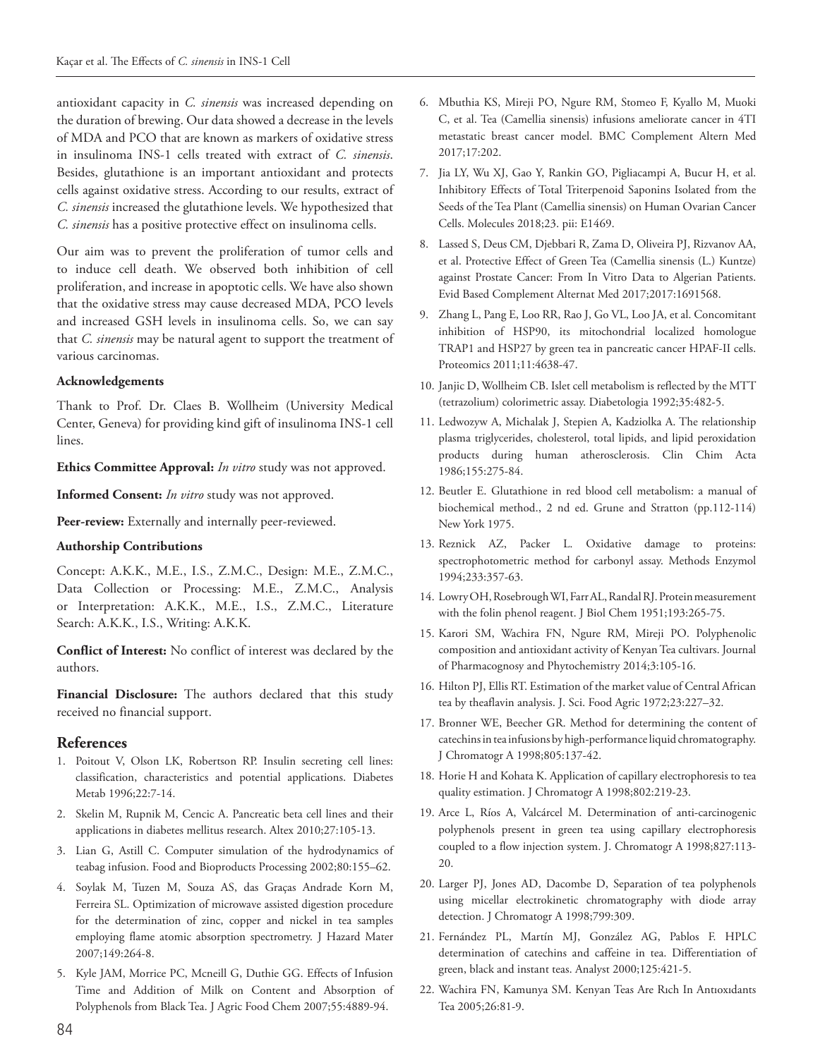antioxidant capacity in *C. sinensis* was increased depending on the duration of brewing. Our data showed a decrease in the levels of MDA and PCO that are known as markers of oxidative stress in insulinoma INS-1 cells treated with extract of *C. sinensis*. Besides, glutathione is an important antioxidant and protects cells against oxidative stress. According to our results, extract of *C. sinensis* increased the glutathione levels. We hypothesized that *C. sinensis* has a positive protective effect on insulinoma cells.

Our aim was to prevent the proliferation of tumor cells and to induce cell death. We observed both inhibition of cell proliferation, and increase in apoptotic cells. We have also shown that the oxidative stress may cause decreased MDA, PCO levels and increased GSH levels in insulinoma cells. So, we can say that *C. sinensis* may be natural agent to support the treatment of various carcinomas.

**Acknowledgements**

Thank to Prof. Dr. Claes B. Wollheim (University Medical Center, Geneva) for providing kind gift of insulinoma INS-1 cell lines.

**Ethics Committee Approval:** *In vitro* study was not approved.

**Informed Consent:** *In vitro* study was not approved.

**Peer-review:** Externally and internally peer-reviewed.

**Authorship Contributions**

Concept: A.K.K., M.E., I.S., Z.M.C., Design: M.E., Z.M.C., Data Collection or Processing: M.E., Z.M.C., Analysis or Interpretation: A.K.K., M.E., I.S., Z.M.C., Literature Search: A.K.K., I.S., Writing: A.K.K.

**Conflict of Interest:** No conflict of interest was declared by the authors.

**Financial Disclosure:** The authors declared that this study received no financial support.

## References

1. Poitout V, Olson LK, Robertson RP. Insulin secreting cell lines: classification, characteristics and potential applications. Diabetes Metab 1996;22:7-14.
2. Skelin M, Rupnik M, Cencic A. Pancreatic beta cell lines and their applications in diabetes mellitus research. Altex 2010;27:105-13.
3. Lian G, Astill C. Computer simulation of the hydrodynamics of teabag infusion. Food and Bioproducts Processing 2002;80:155–62.
4. Soylak M, Tuzen M, Souza AS, das Graças Andrade Korn M, Ferreira SL. Optimization of microwave assisted digestion procedure for the determination of zinc, copper and nickel in tea samples employing flame atomic absorption spectrometry. J Hazard Mater 2007;149:264-8.
5. Kyle JAM, Morrice PC, Mcneill G, Duthie GG. Effects of Infusion Time and Addition of Milk on Content and Absorption of Polyphenols from Black Tea. J Agric Food Chem 2007;55:4889-94.
6. Mbuthia KS, Mireji PO, Ngure RM, Stomeo F, Kyallo M, Muoki C, et al. Tea (Camellia sinensis) infusions ameliorate cancer in 4TI metastatic breast cancer model. BMC Complement Altern Med 2017;17:202.
7. Jia LY, Wu XJ, Gao Y, Rankin GO, Pigliacampi A, Bucur H, et al. Inhibitory Effects of Total Triterpenoid Saponins Isolated from the Seeds of the Tea Plant (Camellia sinensis) on Human Ovarian Cancer Cells. Molecules 2018;23. pii: E1469.
8. Lassed S, Deus CM, Djebbari R, Zama D, Oliveira PJ, Rizvanov AA, et al. Protective Effect of Green Tea (Camellia sinensis (L.) Kuntze) against Prostate Cancer: From In Vitro Data to Algerian Patients. Evid Based Complement Alternat Med 2017;2017:1691568.
9. Zhang L, Pang E, Loo RR, Rao J, Go VL, Loo JA, et al. Concomitant inhibition of HSP90, its mitochondrial localized homologue TRAP1 and HSP27 by green tea in pancreatic cancer HPAF-II cells. Proteomics 2011;11:4638-47.
10. Janjic D, Wollheim CB. Islet cell metabolism is reflected by the MTT (tetrazolium) colorimetric assay. Diabetologia 1992;35:482-5.
11. Ledwozyw A, Michalak J, Stepien A, Kadziolka A. The relationship plasma triglycerides, cholesterol, total lipids, and lipid peroxidation products during human atherosclerosis. Clin Chim Acta 1986;155:275-84.
12. Beutler E. Glutathione in red blood cell metabolism: a manual of biochemical method., 2 nd ed. Grune and Stratton (pp.112-114) New York 1975.
13. Reznick AZ, Packer L. Oxidative damage to proteins: spectrophotometric method for carbonyl assay. Methods Enzymol 1994;233:357-63.
14. Lowry OH, Rosebrough WI, Farr AL, Randal RJ. Protein measurement with the folin phenol reagent. J Biol Chem 1951;193:265-75.
15. Karori SM, Wachira FN, Ngure RM, Mireji PO. Polyphenolic composition and antioxidant activity of Kenyan Tea cultivars. Journal of Pharmacognosy and Phytochemistry 2014;3:105-16.
16. Hilton PJ, Ellis RT. Estimation of the market value of Central African tea by theaflavin analysis. J. Sci. Food Agric 1972;23:227–32.
17. Bronner WE, Beecher GR. Method for determining the content of catechins in tea infusions by high-performance liquid chromatography. J Chromatogr A 1998;805:137-42.
18. Horie H and Kohata K. Application of capillary electrophoresis to tea quality estimation. J Chromatogr A 1998;802:219-23.
19. Arce L, Ríos A, Valcárcel M. Determination of anti-carcinogenic polyphenols present in green tea using capillary electrophoresis coupled to a flow injection system. J. Chromatogr A 1998;827:113-20.
20. Larger PJ, Jones AD, Dacombe D, Separation of tea polyphenols using micellar electrokinetic chromatography with diode array detection. J Chromatogr A 1998;799:309.
21. Fernández PL, Martín MJ, González AG, Pablos F. HPLC determination of catechins and caffeine in tea. Differentiation of green, black and instant teas. Analyst 2000;125:421-5.
22. Wachira FN, Kamunya SM. Kenyan Teas Are Rıch In Antıoxıdants Tea 2005;26:81-9.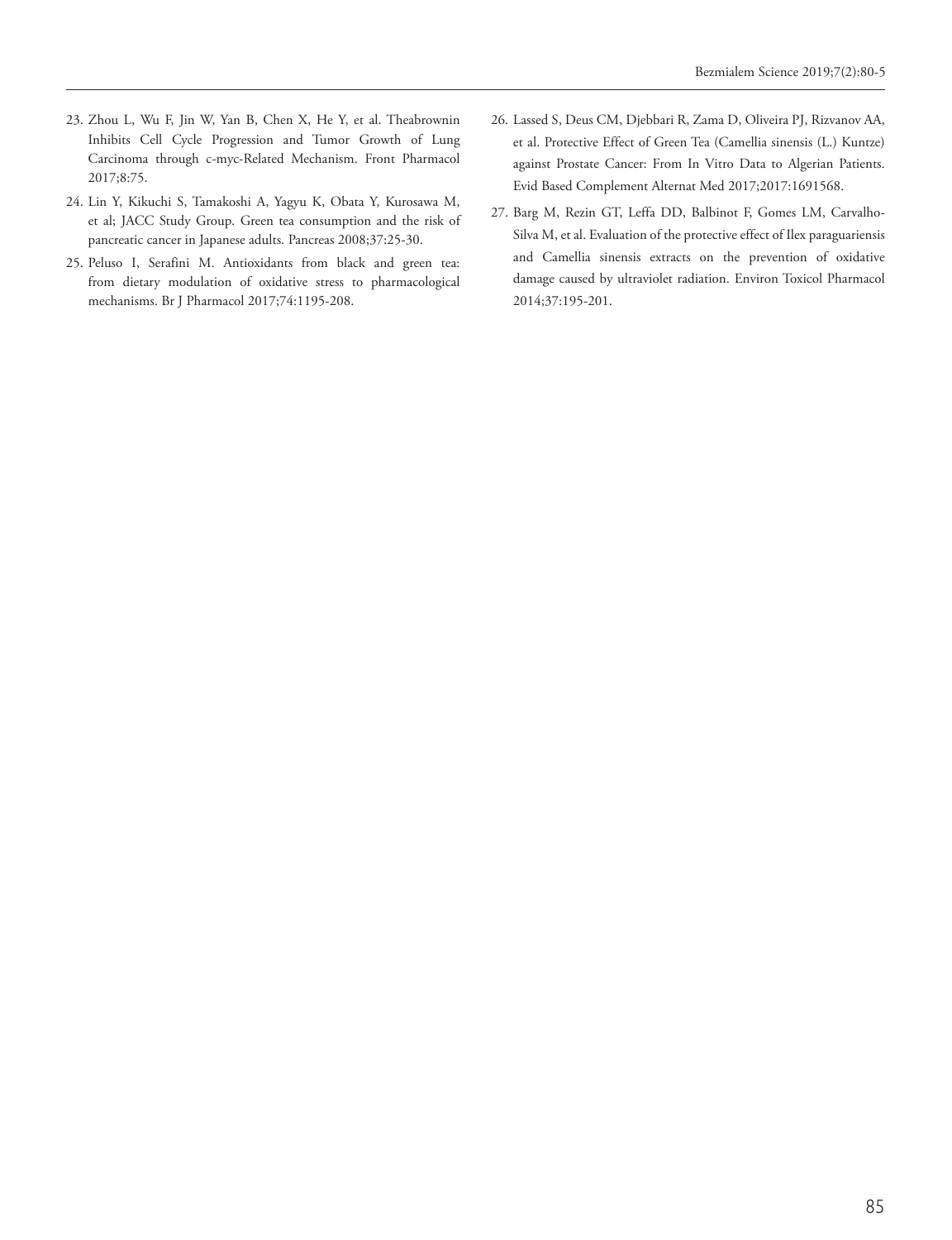23. Zhou L, Wu F, Jin W, Yan B, Chen X, He Y, et al. Theabrownin Inhibits Cell Cycle Progression and Tumor Growth of Lung Carcinoma through c-myc-Related Mechanism. Front Pharmacol 2017;8:75.
24. Lin Y, Kikuchi S, Tamakoshi A, Yagyu K, Obata Y, Kurosawa M, et al; JACC Study Group. Green tea consumption and the risk of pancreatic cancer in Japanese adults. Pancreas 2008;37:25-30.
25. Peluso I, Serafini M. Antioxidants from black and green tea: from dietary modulation of oxidative stress to pharmacological mechanisms. Br J Pharmacol 2017;74:1195-208.
26. Lassed S, Deus CM, Djebbari R, Zama D, Oliveira PJ, Rizvanov AA, et al. Protective Effect of Green Tea (Camellia sinensis (L.) Kuntze) against Prostate Cancer: From In Vitro Data to Algerian Patients. Evid Based Complement Alternat Med 2017;2017:1691568.
27. Barg M, Rezin GT, Leffa DD, Balbinot F, Gomes LM, Carvalho-Silva M, et al. Evaluation of the protective effect of Ilex paraguariensis and Camellia sinensis extracts on the prevention of oxidative damage caused by ultraviolet radiation. Environ Toxicol Pharmacol 2014;37:195-201.